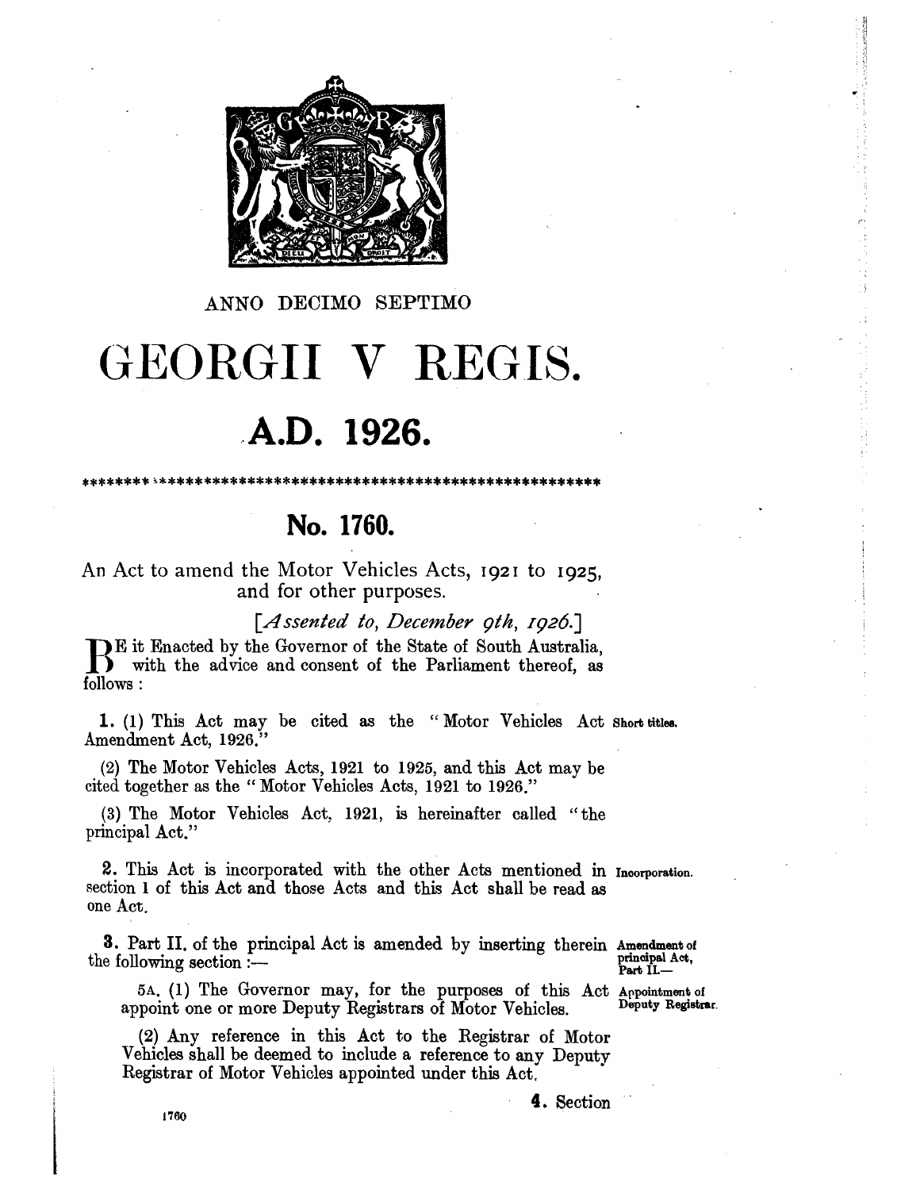ANNO DECIMO SEPTIMO

# GEORGII V REGIS.

## A.D. 1926.

***

## No. 1760.

An Act to amend the Motor Vehicles Acts, 1921 to 1925, and for other purposes.

[*Assented to, December 9th, 1926.*]

BE it Enacted by the Governor of the State of South Australia, with the advice and consent of the Parliament thereof, as follows:

**1.** (1) This Act may be cited as the "Motor Vehicles Act Amendment Act, 1926." *Short titles.*

(2) The Motor Vehicles Acts, 1921 to 1925, and this Act may be cited together as the "Motor Vehicles Acts, 1921 to 1926."

(3) The Motor Vehicles Act, 1921, is hereinafter called "the principal Act."

**2.** This Act is incorporated with the other Acts mentioned in section 1 of this Act and those Acts and this Act shall be read as one Act. *Incorporation.*

**3.** Part II. of the principal Act is amended by inserting therein the following section:— *Amendment of principal Act, Part II.—*

> 5A. (1) The Governor may, for the purposes of this Act appoint one or more Deputy Registrars of Motor Vehicles. *Appointment of Deputy Registrar.*
>
> (2) Any reference in this Act to the Registrar of Motor Vehicles shall be deemed to include a reference to any Deputy Registrar of Motor Vehicles appointed under this Act.

**4.** Section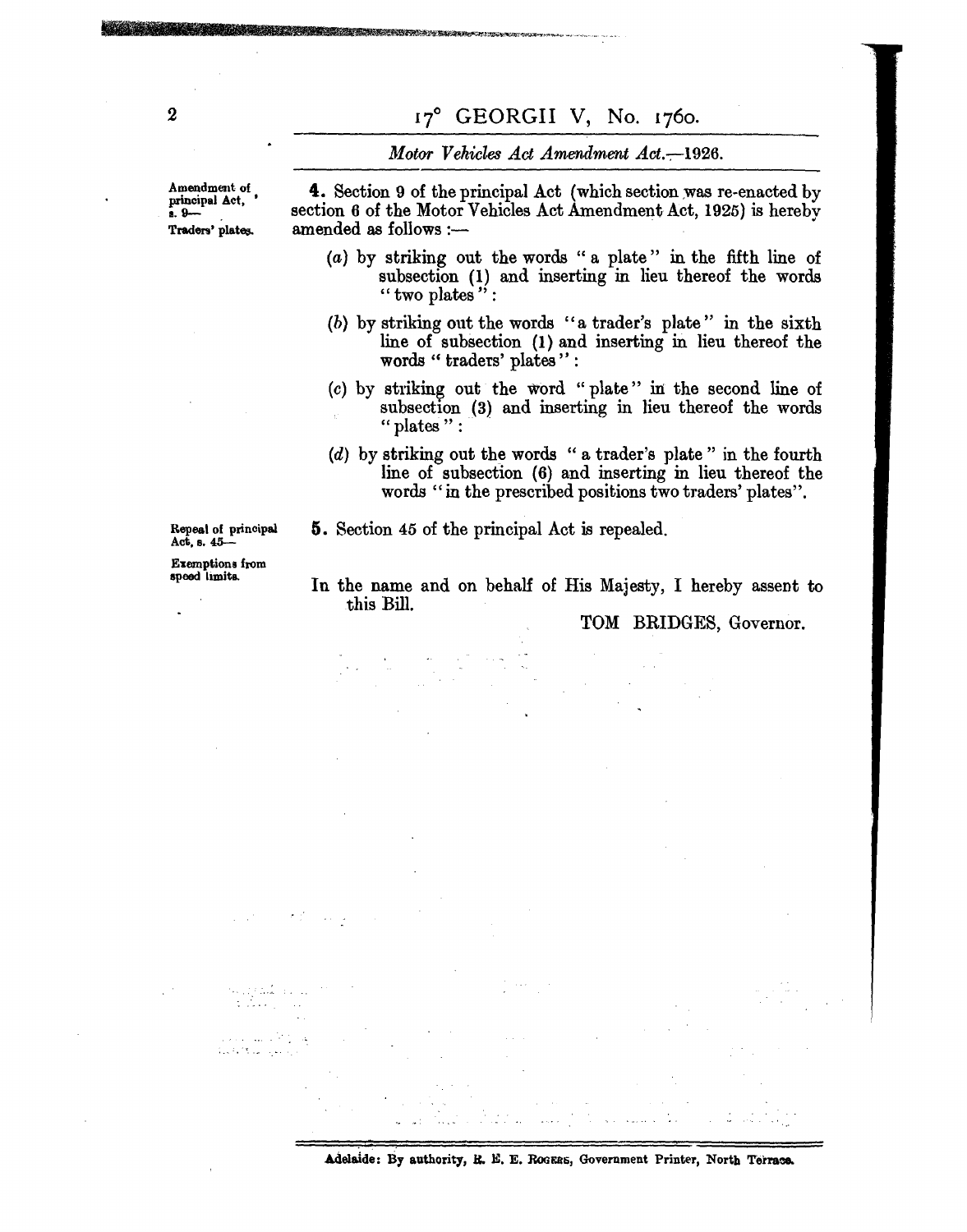Amendment of principal Act, s. 9—
Traders' plates.

**4.** Section 9 of the principal Act (which section was re-enacted by section 6 of the Motor Vehicles Act Amendment Act, 1925) is hereby amended as follows :—

(a) by striking out the words "a plate" in the fifth line of subsection (1) and inserting in lieu thereof the words "two plates":

(b) by striking out the words "a trader's plate" in the sixth line of subsection (1) and inserting in lieu thereof the words "traders' plates":

(c) by striking out the word "plate" in the second line of subsection (3) and inserting in lieu thereof the words "plates":

(d) by striking out the words "a trader's plate" in the fourth line of subsection (6) and inserting in lieu thereof the words "in the prescribed positions two traders' plates".

Repeal of principal Act, s. 45—
Exemptions from speed limits.

**5.** Section 45 of the principal Act is repealed.

In the name and on behalf of His Majesty, I hereby assent to this Bill.

TOM BRIDGES, Governor.

**Adelaide: By authority, R. E. E. Rogers, Government Printer, North Terrace.**